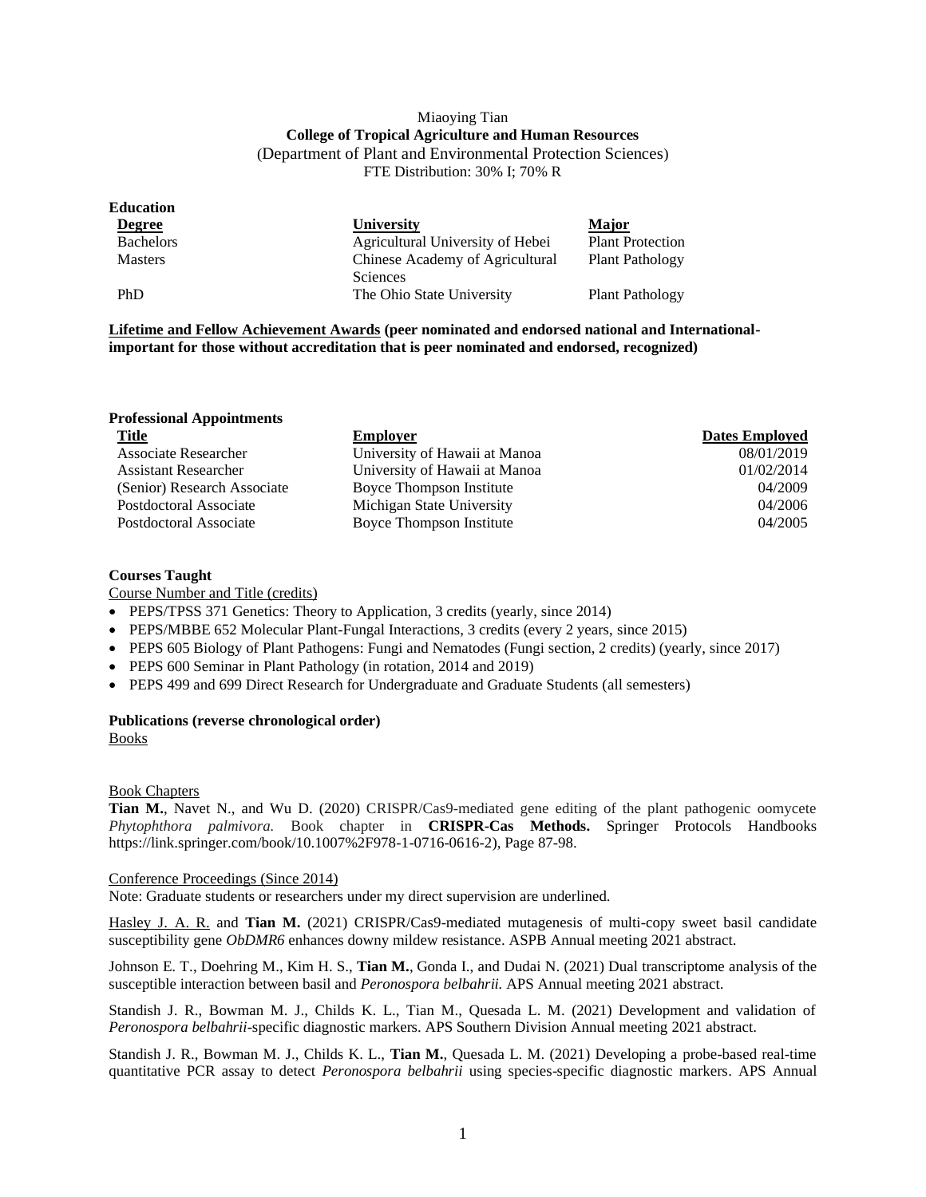Miaoying Tian

**College of Tropical Agriculture and Human Resources**

(Department of Plant and Environmental Protection Sciences)

FTE Distribution: 30% I; 70% R

**Education**

| **Degree** | **University** | **Major** |
|---|---|---|
| Bachelors | Agricultural University of Hebei | Plant Protection |
| Masters | Chinese Academy of Agricultural Sciences | Plant Pathology |
| PhD | The Ohio State University | Plant Pathology |

**Lifetime and Fellow Achievement Awards (peer nominated and endorsed national and International-important for those without accreditation that is peer nominated and endorsed, recognized)**

**Professional Appointments**

| **Title** | **Employer** | **Dates Employed** |
|---|---|---|
| Associate Researcher | University of Hawaii at Manoa | 08/01/2019 |
| Assistant Researcher | University of Hawaii at Manoa | 01/02/2014 |
| (Senior) Research Associate | Boyce Thompson Institute | 04/2009 |
| Postdoctoral Associate | Michigan State University | 04/2006 |
| Postdoctoral Associate | Boyce Thompson Institute | 04/2005 |

**Courses Taught**

Course Number and Title (credits)

- PEPS/TPSS 371 Genetics: Theory to Application, 3 credits (yearly, since 2014)
- PEPS/MBBE 652 Molecular Plant-Fungal Interactions, 3 credits (every 2 years, since 2015)
- PEPS 605 Biology of Plant Pathogens: Fungi and Nematodes (Fungi section, 2 credits) (yearly, since 2017)
- PEPS 600 Seminar in Plant Pathology (in rotation, 2014 and 2019)
- PEPS 499 and 699 Direct Research for Undergraduate and Graduate Students (all semesters)

**Publications (reverse chronological order)**

Books

Book Chapters

**Tian M.**, Navet N., and Wu D. (2020) CRISPR/Cas9-mediated gene editing of the plant pathogenic oomycete *Phytophthora palmivora.* Book chapter in **CRISPR-Cas Methods.** Springer Protocols Handbooks https://link.springer.com/book/10.1007%2F978-1-0716-0616-2), Page 87-98.

Conference Proceedings (Since 2014)

Note: Graduate students or researchers under my direct supervision are underlined.

Hasley J. A. R. and **Tian M.** (2021) CRISPR/Cas9-mediated mutagenesis of multi-copy sweet basil candidate susceptibility gene *ObDMR6* enhances downy mildew resistance. ASPB Annual meeting 2021 abstract.

Johnson E. T., Doehring M., Kim H. S., **Tian M.**, Gonda I., and Dudai N. (2021) Dual transcriptome analysis of the susceptible interaction between basil and *Peronospora belbahrii.* APS Annual meeting 2021 abstract.

Standish J. R., Bowman M. J., Childs K. L., Tian M., Quesada L. M. (2021) Development and validation of *Peronospora belbahrii*-specific diagnostic markers. APS Southern Division Annual meeting 2021 abstract.

Standish J. R., Bowman M. J., Childs K. L., **Tian M.**, Quesada L. M. (2021) Developing a probe-based real-time quantitative PCR assay to detect *Peronospora belbahrii* using species-specific diagnostic markers. APS Annual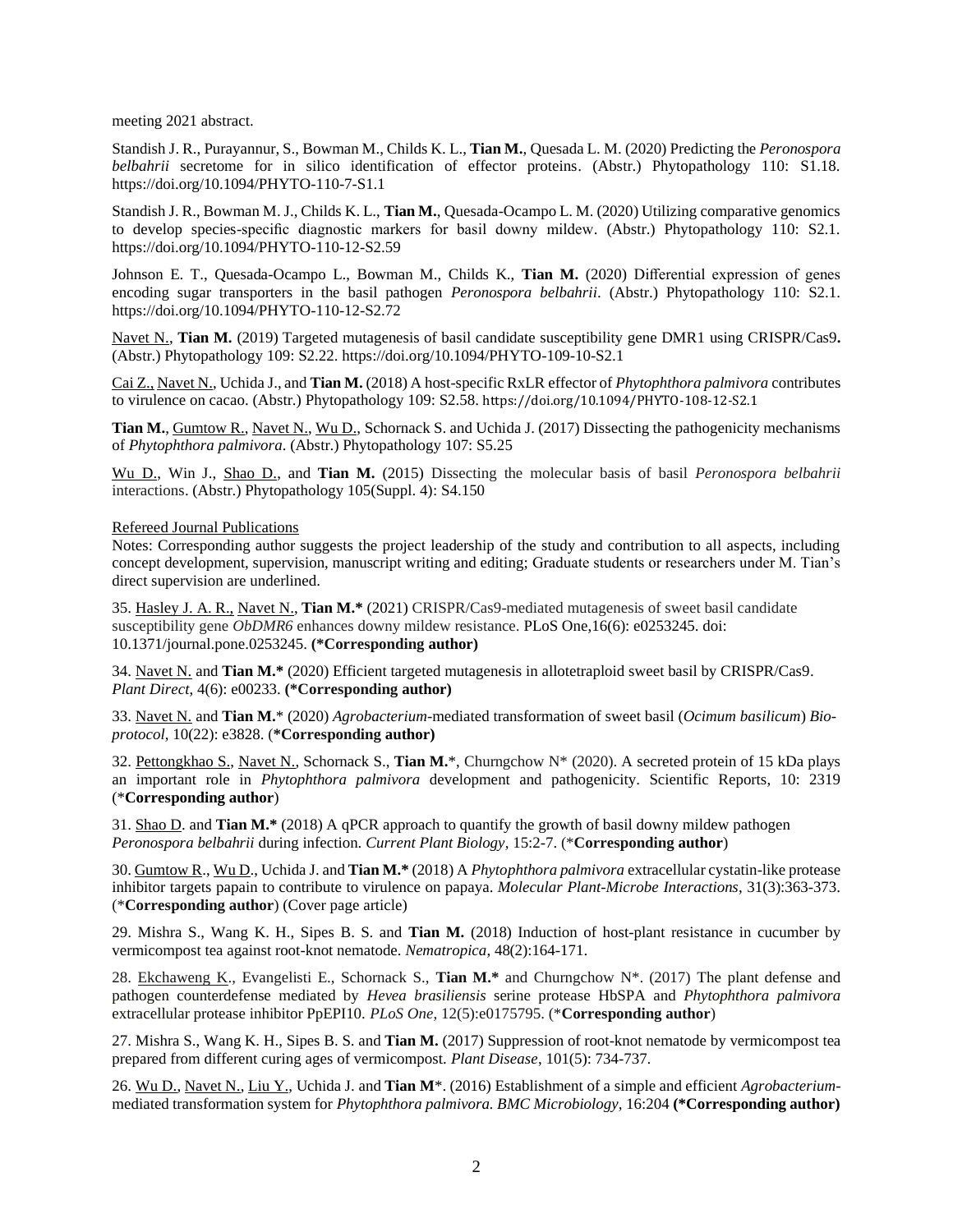meeting 2021 abstract.

Standish J. R., Purayannur, S., Bowman M., Childs K. L., **Tian M.**, Quesada L. M. (2020) Predicting the *Peronospora belbahrii* secretome for in silico identification of effector proteins. (Abstr.) Phytopathology 110: S1.18. https://doi.org/10.1094/PHYTO-110-7-S1.1

Standish J. R., Bowman M. J., Childs K. L., **Tian M.**, Quesada-Ocampo L. M. (2020) Utilizing comparative genomics to develop species-specific diagnostic markers for basil downy mildew. (Abstr.) Phytopathology 110: S2.1. https://doi.org/10.1094/PHYTO-110-12-S2.59

Johnson E. T., Quesada-Ocampo L., Bowman M., Childs K., **Tian M.** (2020) Differential expression of genes encoding sugar transporters in the basil pathogen *Peronospora belbahrii*. (Abstr.) Phytopathology 110: S2.1. https://doi.org/10.1094/PHYTO-110-12-S2.72

<u>Navet N.</u>, **Tian M.** (2019) Targeted mutagenesis of basil candidate susceptibility gene DMR1 using CRISPR/Cas9**.** (Abstr.) Phytopathology 109: S2.22. https://doi.org/10.1094/PHYTO-109-10-S2.1

<u>Cai Z.</u>, <u>Navet N.</u>, Uchida J., and **Tian M.** (2018) A host-specific RxLR effector of *Phytophthora palmivora* contributes to virulence on cacao. (Abstr.) Phytopathology 109: S2.58. https://doi.org/10.1094/PHYTO-108-12-S2.1

**Tian M.**, <u>Gumtow R.</u>, <u>Navet N.</u>, <u>Wu D.</u>, Schornack S. and Uchida J. (2017) Dissecting the pathogenicity mechanisms of *Phytophthora palmivora*. (Abstr.) Phytopathology 107: S5.25

<u>Wu D.</u>, Win J., <u>Shao D.</u>, and **Tian M.** (2015) Dissecting the molecular basis of basil *Peronospora belbahrii* interactions. (Abstr.) Phytopathology 105(Suppl. 4): S4.150

<u>Refereed Journal Publications</u>

Notes: Corresponding author suggests the project leadership of the study and contribution to all aspects, including concept development, supervision, manuscript writing and editing; Graduate students or researchers under M. Tian's direct supervision are underlined.

35. <u>Hasley J. A. R.</u>, <u>Navet N.</u>, **Tian M.*** (2021) CRISPR/Cas9-mediated mutagenesis of sweet basil candidate susceptibility gene *ObDMR6* enhances downy mildew resistance. PLoS One,16(6): e0253245. doi: 10.1371/journal.pone.0253245. **(*Corresponding author)**

34. <u>Navet N.</u> and **Tian M.*** (2020) Efficient targeted mutagenesis in allotetraploid sweet basil by CRISPR/Cas9. *Plant Direct*, 4(6): e00233. **(*Corresponding author)**

33. <u>Navet N.</u> and **Tian M.*** (2020) *Agrobacterium*-mediated transformation of sweet basil (*Ocimum basilicum*) *Bio-protocol*, 10(22): e3828. (**\*Corresponding author)**

32. <u>Pettongkhao S.</u>, <u>Navet N.</u>, Schornack S., **Tian M.***, Churngchow N* (2020). A secreted protein of 15 kDa plays an important role in *Phytophthora palmivora* development and pathogenicity. Scientific Reports, 10: 2319 (***Corresponding author**)

31. <u>Shao D.</u> and **Tian M.*** (2018) A qPCR approach to quantify the growth of basil downy mildew pathogen *Peronospora belbahrii* during infection. *Current Plant Biology*, 15:2-7. (***Corresponding author**)

30. <u>Gumtow R.</u>, <u>Wu D.</u>, Uchida J. and **Tian M.*** (2018) A *Phytophthora palmivora* extracellular cystatin-like protease inhibitor targets papain to contribute to virulence on papaya. *Molecular Plant-Microbe Interactions*, 31(3):363-373. (***Corresponding author**) (Cover page article)

29. Mishra S., Wang K. H., Sipes B. S. and **Tian M.** (2018) Induction of host-plant resistance in cucumber by vermicompost tea against root-knot nematode. *Nematropica*, 48(2):164-171.

28. <u>Ekchaweng K.</u>, Evangelisti E., Schornack S., **Tian M.*** and Churngchow N*. (2017) The plant defense and pathogen counterdefense mediated by *Hevea brasiliensis* serine protease HbSPA and *Phytophthora palmivora* extracellular protease inhibitor PpEPI10. *PLoS One*, 12(5):e0175795. (***Corresponding author**)

27. Mishra S., Wang K. H., Sipes B. S. and **Tian M.** (2017) Suppression of root-knot nematode by vermicompost tea prepared from different curing ages of vermicompost. *Plant Disease*, 101(5): 734-737.

26. <u>Wu D.</u>, <u>Navet N.</u>, <u>Liu Y.</u>, Uchida J. and **Tian M***. (2016) Establishment of a simple and efficient *Agrobacterium*-mediated transformation system for *Phytophthora palmivora*. *BMC Microbiology*, 16:204 **(*Corresponding author)**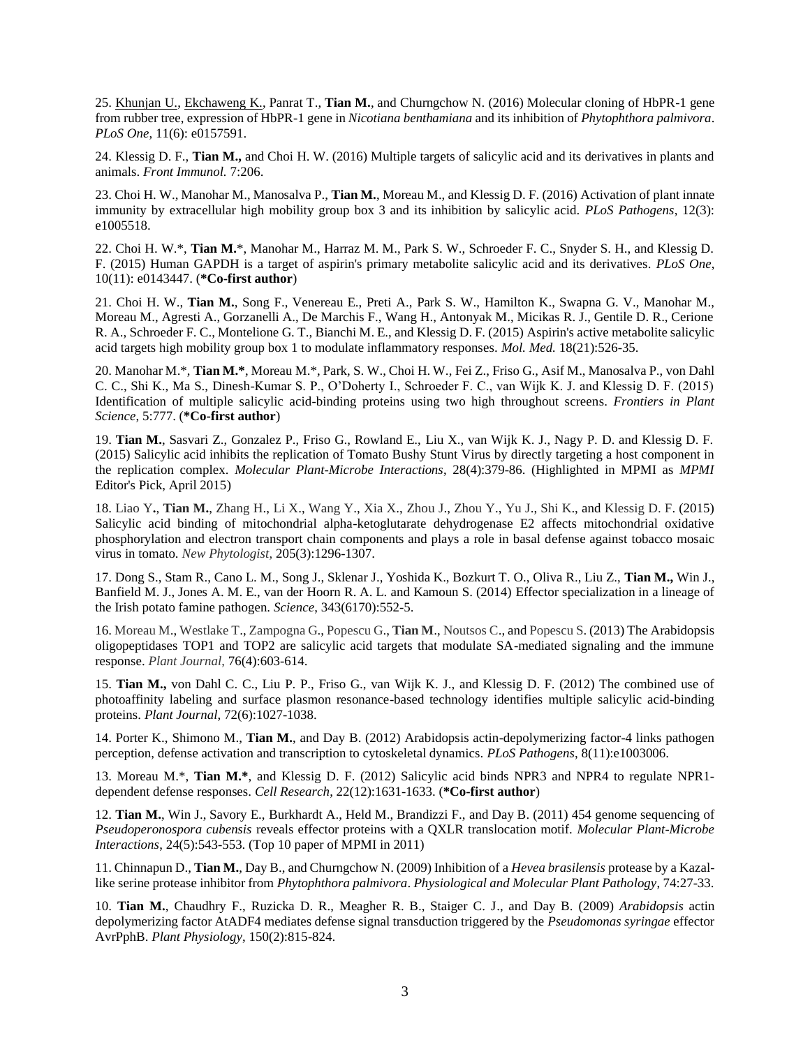25. Khunjan U., Ekchaweng K., Panrat T., **Tian M.**, and Churngchow N. (2016) Molecular cloning of HbPR-1 gene from rubber tree, expression of HbPR-1 gene in *Nicotiana benthamiana* and its inhibition of *Phytophthora palmivora*. *PLoS One*, 11(6): e0157591.

24. Klessig D. F., **Tian M.,** and Choi H. W. (2016) Multiple targets of salicylic acid and its derivatives in plants and animals. *Front Immunol.* 7:206.

23. Choi H. W., Manohar M., Manosalva P., **Tian M.**, Moreau M., and Klessig D. F. (2016) Activation of plant innate immunity by extracellular high mobility group box 3 and its inhibition by salicylic acid. *PLoS Pathogens*, 12(3): e1005518.

22. Choi H. W.*, **Tian M.***, Manohar M., Harraz M. M., Park S. W., Schroeder F. C., Snyder S. H., and Klessig D. F. (2015) Human GAPDH is a target of aspirin's primary metabolite salicylic acid and its derivatives. *PLoS One*, 10(11): e0143447. (**\*Co-first author**)

21. Choi H. W., **Tian M.**, Song F., Venereau E., Preti A., Park S. W., Hamilton K., Swapna G. V., Manohar M., Moreau M., Agresti A., Gorzanelli A., De Marchis F., Wang H., Antonyak M., Micikas R. J., Gentile D. R., Cerione R. A., Schroeder F. C., Montelione G. T., Bianchi M. E., and Klessig D. F. (2015) Aspirin's active metabolite salicylic acid targets high mobility group box 1 to modulate inflammatory responses. *Mol. Med.* 18(21):526-35.

20. Manohar M.*, **Tian M.***, Moreau M.*, Park, S. W., Choi H. W., Fei Z., Friso G., Asif M., Manosalva P., von Dahl C. C., Shi K., Ma S., Dinesh-Kumar S. P., O'Doherty I., Schroeder F. C., van Wijk K. J. and Klessig D. F. (2015) Identification of multiple salicylic acid-binding proteins using two high throughout screens. *Frontiers in Plant Science*, 5:777. (**\*Co-first author**)

19. **Tian M.**, Sasvari Z., Gonzalez P., Friso G., Rowland E., Liu X., van Wijk K. J., Nagy P. D. and Klessig D. F. (2015) Salicylic acid inhibits the replication of Tomato Bushy Stunt Virus by directly targeting a host component in the replication complex. *Molecular Plant-Microbe Interactions*, 28(4):379-86. (Highlighted in MPMI as *MPMI* Editor's Pick, April 2015)

18. Liao Y**.**, **Tian M.**, Zhang H., Li X., Wang Y., Xia X., Zhou J., Zhou Y., Yu J., Shi K., and Klessig D. F. (2015) Salicylic acid binding of mitochondrial alpha-ketoglutarate dehydrogenase E2 affects mitochondrial oxidative phosphorylation and electron transport chain components and plays a role in basal defense against tobacco mosaic virus in tomato. *New Phytologist*, 205(3):1296-1307.

17. Dong S., Stam R., Cano L. M., Song J., Sklenar J., Yoshida K., Bozkurt T. O., Oliva R., Liu Z., **Tian M.,** Win J., Banfield M. J., Jones A. M. E., van der Hoorn R. A. L. and Kamoun S. (2014) Effector specialization in a lineage of the Irish potato famine pathogen. *Science*, 343(6170):552-5.

16. Moreau M., Westlake T., Zampogna G., Popescu G., **Tian M**., Noutsos C., and Popescu S. (2013) The Arabidopsis oligopeptidases TOP1 and TOP2 are salicylic acid targets that modulate SA-mediated signaling and the immune response. *Plant Journal*, 76(4):603-614.

15. **Tian M.,** von Dahl C. C., Liu P. P., Friso G., van Wijk K. J., and Klessig D. F. (2012) The combined use of photoaffinity labeling and surface plasmon resonance-based technology identifies multiple salicylic acid-binding proteins. *Plant Journal*, 72(6):1027-1038.

14. Porter K., Shimono M., **Tian M.**, and Day B. (2012) Arabidopsis actin-depolymerizing factor-4 links pathogen perception, defense activation and transcription to cytoskeletal dynamics. *PLoS Pathogens*, 8(11):e1003006.

13. Moreau M.*, **Tian M.***, and Klessig D. F. (2012) Salicylic acid binds NPR3 and NPR4 to regulate NPR1-dependent defense responses. *Cell Research*, 22(12):1631-1633. (**\*Co-first author**)

12. **Tian M.**, Win J., Savory E., Burkhardt A., Held M., Brandizzi F., and Day B. (2011) 454 genome sequencing of *Pseudoperonospora cubensis* reveals effector proteins with a QXLR translocation motif. *Molecular Plant-Microbe Interactions*, 24(5):543-553. (Top 10 paper of MPMI in 2011)

11. Chinnapun D., **Tian M.**, Day B., and Churngchow N. (2009) Inhibition of a *Hevea brasilensis* protease by a Kazal-like serine protease inhibitor from *Phytophthora palmivora*. *Physiological and Molecular Plant Pathology*, 74:27-33.

10. **Tian M.**, Chaudhry F., Ruzicka D. R., Meagher R. B., Staiger C. J., and Day B. (2009) *Arabidopsis* actin depolymerizing factor AtADF4 mediates defense signal transduction triggered by the *Pseudomonas syringae* effector AvrPphB. *Plant Physiology*, 150(2):815-824.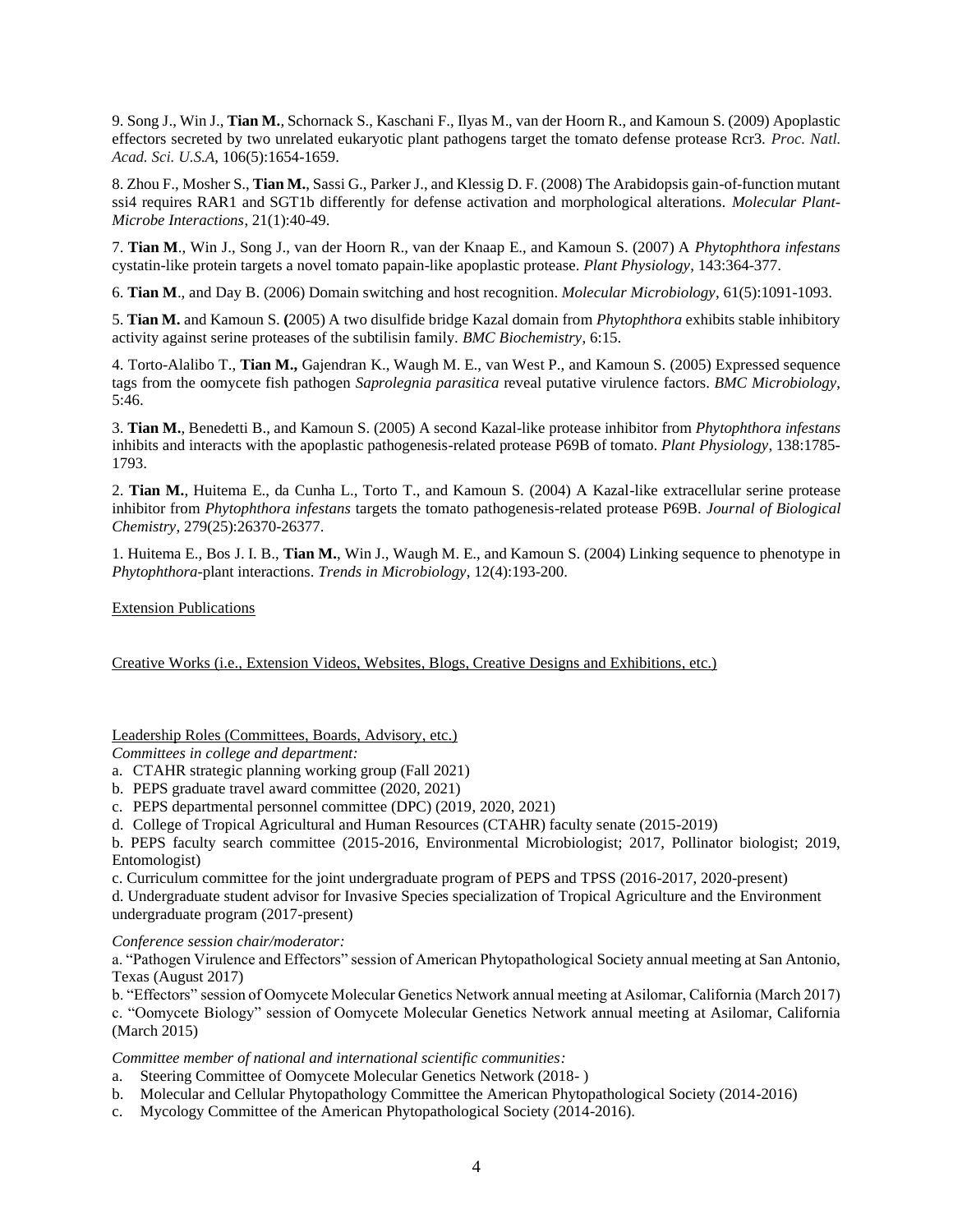9. Song J., Win J., **Tian M.**, Schornack S., Kaschani F., Ilyas M., van der Hoorn R., and Kamoun S. (2009) Apoplastic effectors secreted by two unrelated eukaryotic plant pathogens target the tomato defense protease Rcr3. *Proc. Natl. Acad. Sci. U.S.A*, 106(5):1654-1659.

8. Zhou F., Mosher S., **Tian M.**, Sassi G., Parker J., and Klessig D. F. (2008) The Arabidopsis gain-of-function mutant ssi4 requires RAR1 and SGT1b differently for defense activation and morphological alterations. *Molecular Plant-Microbe Interactions*, 21(1):40-49.

7. **Tian M**., Win J., Song J., van der Hoorn R., van der Knaap E., and Kamoun S. (2007) A *Phytophthora infestans* cystatin-like protein targets a novel tomato papain-like apoplastic protease. *Plant Physiology*, 143:364-377.

6. **Tian M**., and Day B. (2006) Domain switching and host recognition. *Molecular Microbiology*, 61(5):1091-1093.

5. **Tian M.** and Kamoun S. **(**2005) A two disulfide bridge Kazal domain from *Phytophthora* exhibits stable inhibitory activity against serine proteases of the subtilisin family. *BMC Biochemistry*, 6:15.

4. Torto-Alalibo T., **Tian M.,** Gajendran K., Waugh M. E., van West P., and Kamoun S. (2005) Expressed sequence tags from the oomycete fish pathogen *Saprolegnia parasitica* reveal putative virulence factors. *BMC Microbiology*, 5:46.

3. **Tian M.**, Benedetti B., and Kamoun S. (2005) A second Kazal-like protease inhibitor from *Phytophthora infestans* inhibits and interacts with the apoplastic pathogenesis-related protease P69B of tomato. *Plant Physiology*, 138:1785-1793.

2. **Tian M.**, Huitema E., da Cunha L., Torto T., and Kamoun S. (2004) A Kazal-like extracellular serine protease inhibitor from *Phytophthora infestans* targets the tomato pathogenesis-related protease P69B. *Journal of Biological Chemistry*, 279(25):26370-26377.

1. Huitema E., Bos J. I. B., **Tian M.**, Win J., Waugh M. E., and Kamoun S. (2004) Linking sequence to phenotype in *Phytophthora*-plant interactions. *Trends in Microbiology*, 12(4):193-200.

Extension Publications

Creative Works (i.e., Extension Videos, Websites, Blogs, Creative Designs and Exhibitions, etc.)

Leadership Roles (Committees, Boards, Advisory, etc.)

*Committees in college and department:*

a. CTAHR strategic planning working group (Fall 2021)
b. PEPS graduate travel award committee (2020, 2021)
c. PEPS departmental personnel committee (DPC) (2019, 2020, 2021)
d. College of Tropical Agricultural and Human Resources (CTAHR) faculty senate (2015-2019)
b. PEPS faculty search committee (2015-2016, Environmental Microbiologist; 2017, Pollinator biologist; 2019, Entomologist)
c. Curriculum committee for the joint undergraduate program of PEPS and TPSS (2016-2017, 2020-present)
d. Undergraduate student advisor for Invasive Species specialization of Tropical Agriculture and the Environment undergraduate program (2017-present)

*Conference session chair/moderator:*

a. "Pathogen Virulence and Effectors" session of American Phytopathological Society annual meeting at San Antonio, Texas (August 2017)
b. "Effectors" session of Oomycete Molecular Genetics Network annual meeting at Asilomar, California (March 2017)
c. "Oomycete Biology" session of Oomycete Molecular Genetics Network annual meeting at Asilomar, California (March 2015)

*Committee member of national and international scientific communities:*

a. Steering Committee of Oomycete Molecular Genetics Network (2018- )
b. Molecular and Cellular Phytopathology Committee the American Phytopathological Society (2014-2016)
c. Mycology Committee of the American Phytopathological Society (2014-2016).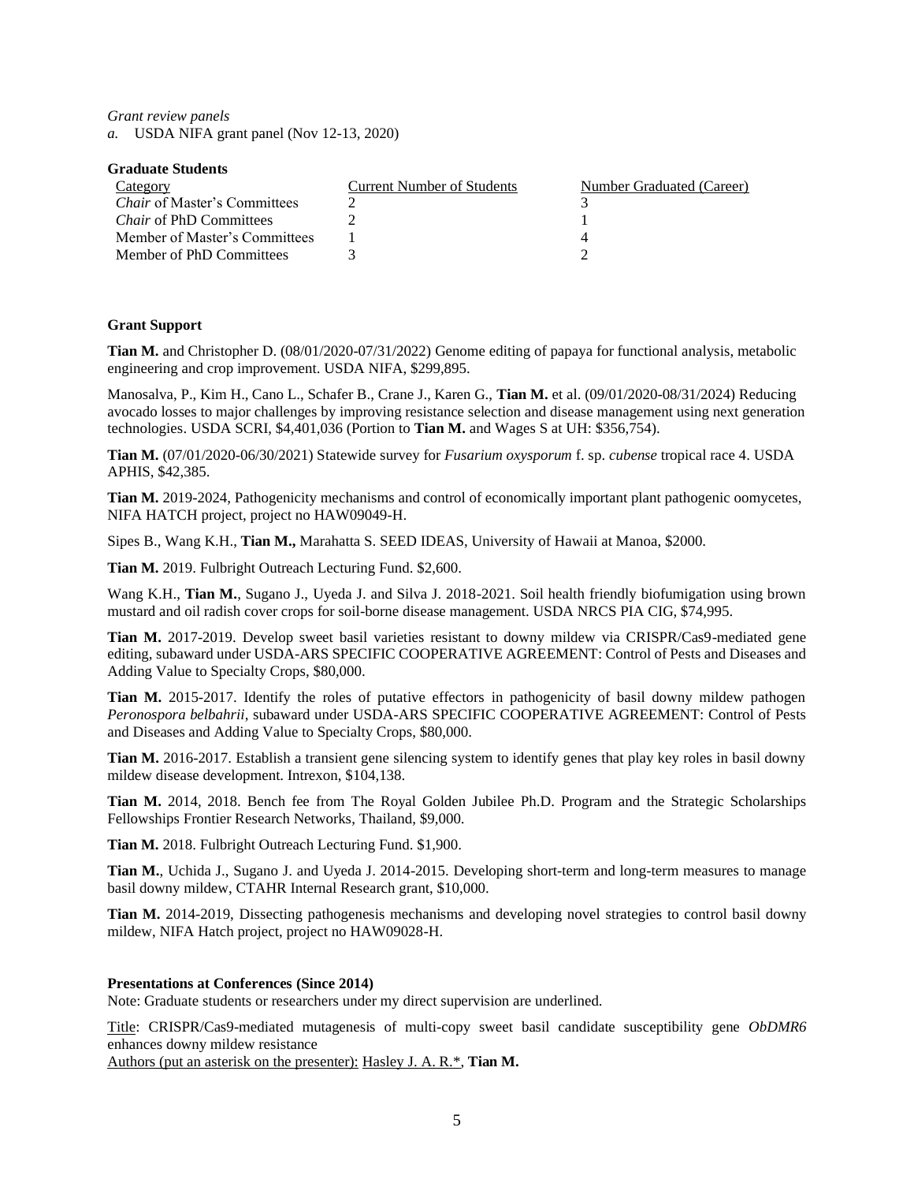*Grant review panels*
*a.* USDA NIFA grant panel (Nov 12-13, 2020)

**Graduate Students**

| Category | Current Number of Students | Number Graduated (Career) |
|---|---|---|
| *Chair* of Master's Committees | 2 | 3 |
| *Chair* of PhD Committees | 2 | 1 |
| Member of Master's Committees | 1 | 4 |
| Member of PhD Committees | 3 | 2 |

**Grant Support**

**Tian M.** and Christopher D. (08/01/2020-07/31/2022) Genome editing of papaya for functional analysis, metabolic engineering and crop improvement. USDA NIFA, $299,895.

Manosalva, P., Kim H., Cano L., Schafer B., Crane J., Karen G., **Tian M.** et al. (09/01/2020-08/31/2024) Reducing avocado losses to major challenges by improving resistance selection and disease management using next generation technologies. USDA SCRI, $4,401,036 (Portion to **Tian M.** and Wages S at UH: $356,754).

**Tian M.** (07/01/2020-06/30/2021) Statewide survey for *Fusarium oxysporum* f. sp. *cubense* tropical race 4. USDA APHIS, $42,385.

**Tian M.** 2019-2024, Pathogenicity mechanisms and control of economically important plant pathogenic oomycetes, NIFA HATCH project, project no HAW09049-H.

Sipes B., Wang K.H., **Tian M.,** Marahatta S. SEED IDEAS, University of Hawaii at Manoa, $2000.

**Tian M.** 2019. Fulbright Outreach Lecturing Fund. $2,600.

Wang K.H., **Tian M.**, Sugano J., Uyeda J. and Silva J. 2018-2021. Soil health friendly biofumigation using brown mustard and oil radish cover crops for soil-borne disease management. USDA NRCS PIA CIG, $74,995.

**Tian M.** 2017-2019. Develop sweet basil varieties resistant to downy mildew via CRISPR/Cas9-mediated gene editing, subaward under USDA-ARS SPECIFIC COOPERATIVE AGREEMENT: Control of Pests and Diseases and Adding Value to Specialty Crops, $80,000.

**Tian M.** 2015-2017. Identify the roles of putative effectors in pathogenicity of basil downy mildew pathogen *Peronospora belbahrii*, subaward under USDA-ARS SPECIFIC COOPERATIVE AGREEMENT: Control of Pests and Diseases and Adding Value to Specialty Crops, $80,000.

**Tian M.** 2016-2017. Establish a transient gene silencing system to identify genes that play key roles in basil downy mildew disease development. Intrexon, $104,138.

**Tian M.** 2014, 2018. Bench fee from The Royal Golden Jubilee Ph.D. Program and the Strategic Scholarships Fellowships Frontier Research Networks, Thailand, $9,000.

**Tian M.** 2018. Fulbright Outreach Lecturing Fund. $1,900.

**Tian M.**, Uchida J., Sugano J. and Uyeda J. 2014-2015. Developing short-term and long-term measures to manage basil downy mildew, CTAHR Internal Research grant, $10,000.

**Tian M.** 2014-2019, Dissecting pathogenesis mechanisms and developing novel strategies to control basil downy mildew, NIFA Hatch project, project no HAW09028-H.

**Presentations at Conferences (Since 2014)**

Note: Graduate students or researchers under my direct supervision are underlined.

Title: CRISPR/Cas9-mediated mutagenesis of multi-copy sweet basil candidate susceptibility gene *ObDMR6* enhances downy mildew resistance
Authors (put an asterisk on the presenter): Hasley J. A. R.*, **Tian M.**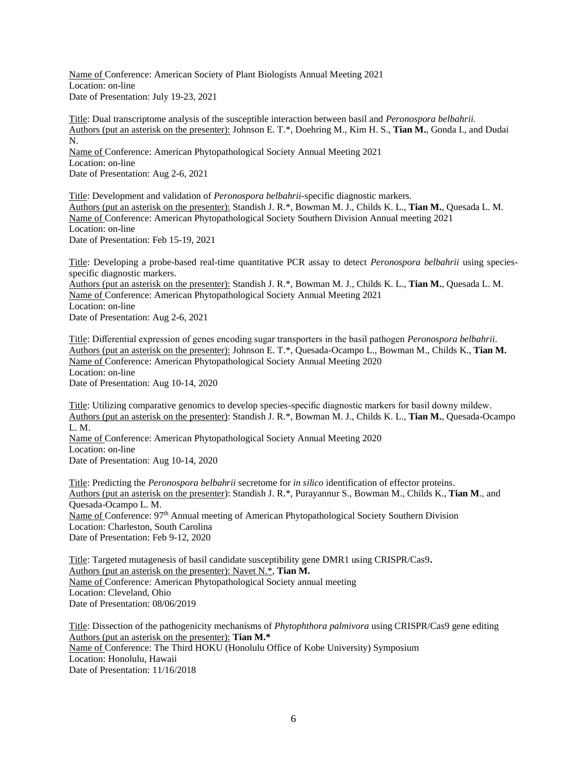<u>Name of </u>Conference: American Society of Plant Biologists Annual Meeting 2021
Location: on-line
Date of Presentation: July 19-23, 2021

<u>Title</u>: Dual transcriptome analysis of the susceptible interaction between basil and *Peronospora belbahrii.*
<u>Authors (put an asterisk on the presenter):</u> Johnson E. T.*, Doehring M., Kim H. S., **Tian M.**, Gonda I., and Dudai N.
<u>Name of </u>Conference: American Phytopathological Society Annual Meeting 2021
Location: on-line
Date of Presentation: Aug 2-6, 2021

<u>Title</u>: Development and validation of *Peronospora belbahrii*-specific diagnostic markers.
<u>Authors (put an asterisk on the presenter):</u> Standish J. R.*, Bowman M. J., Childs K. L., **Tian M.**, Quesada L. M.
<u>Name of </u>Conference: American Phytopathological Society Southern Division Annual meeting 2021
Location: on-line
Date of Presentation: Feb 15-19, 2021

<u>Title</u>: Developing a probe-based real-time quantitative PCR assay to detect *Peronospora belbahrii* using species-specific diagnostic markers.
<u>Authors (put an asterisk on the presenter):</u> Standish J. R.*, Bowman M. J., Childs K. L., **Tian M.**, Quesada L. M.
<u>Name of </u>Conference: American Phytopathological Society Annual Meeting 2021
Location: on-line
Date of Presentation: Aug 2-6, 2021

<u>Title</u>: Differential expression of genes encoding sugar transporters in the basil pathogen *Peronospora belbahrii*.
<u>Authors (put an asterisk on the presenter):</u> Johnson E. T.*, Quesada-Ocampo L., Bowman M., Childs K., **Tian M.**
<u>Name of </u>Conference: American Phytopathological Society Annual Meeting 2020
Location: on-line
Date of Presentation: Aug 10-14, 2020

<u>Title</u>: Utilizing comparative genomics to develop species-specific diagnostic markers for basil downy mildew.
<u>Authors (put an asterisk on the presenter)</u>: Standish J. R.*, Bowman M. J., Childs K. L., **Tian M.**, Quesada-Ocampo L. M.
<u>Name of </u>Conference: American Phytopathological Society Annual Meeting 2020
Location: on-line
Date of Presentation: Aug 10-14, 2020

<u>Title</u>: Predicting the *Peronospora belbahrii* secretome for *in silico* identification of effector proteins.
<u>Authors (put an asterisk on the presenter)</u>: Standish J. R.*, Purayannur S., Bowman M., Childs K., **Tian M**., and Quesada-Ocampo L. M.
<u>Name of </u>Conference: 97th Annual meeting of American Phytopathological Society Southern Division
Location: Charleston, South Carolina
Date of Presentation: Feb 9-12, 2020

<u>Title</u>: Targeted mutagenesis of basil candidate susceptibility gene DMR1 using CRISPR/Cas9**.**
<u>Authors (put an asterisk on the presenter): Navet N.*</u>, **Tian M.**
<u>Name of </u>Conference: American Phytopathological Society annual meeting
Location: Cleveland, Ohio
Date of Presentation: 08/06/2019

<u>Title</u>: Dissection of the pathogenicity mechanisms of *Phytophthora palmivora* using CRISPR/Cas9 gene editing
<u>Authors (put an asterisk on the presenter):</u> **Tian M.***
<u>Name of </u>Conference: The Third HOKU (Honolulu Office of Kobe University) Symposium
Location: Honolulu, Hawaii
Date of Presentation: 11/16/2018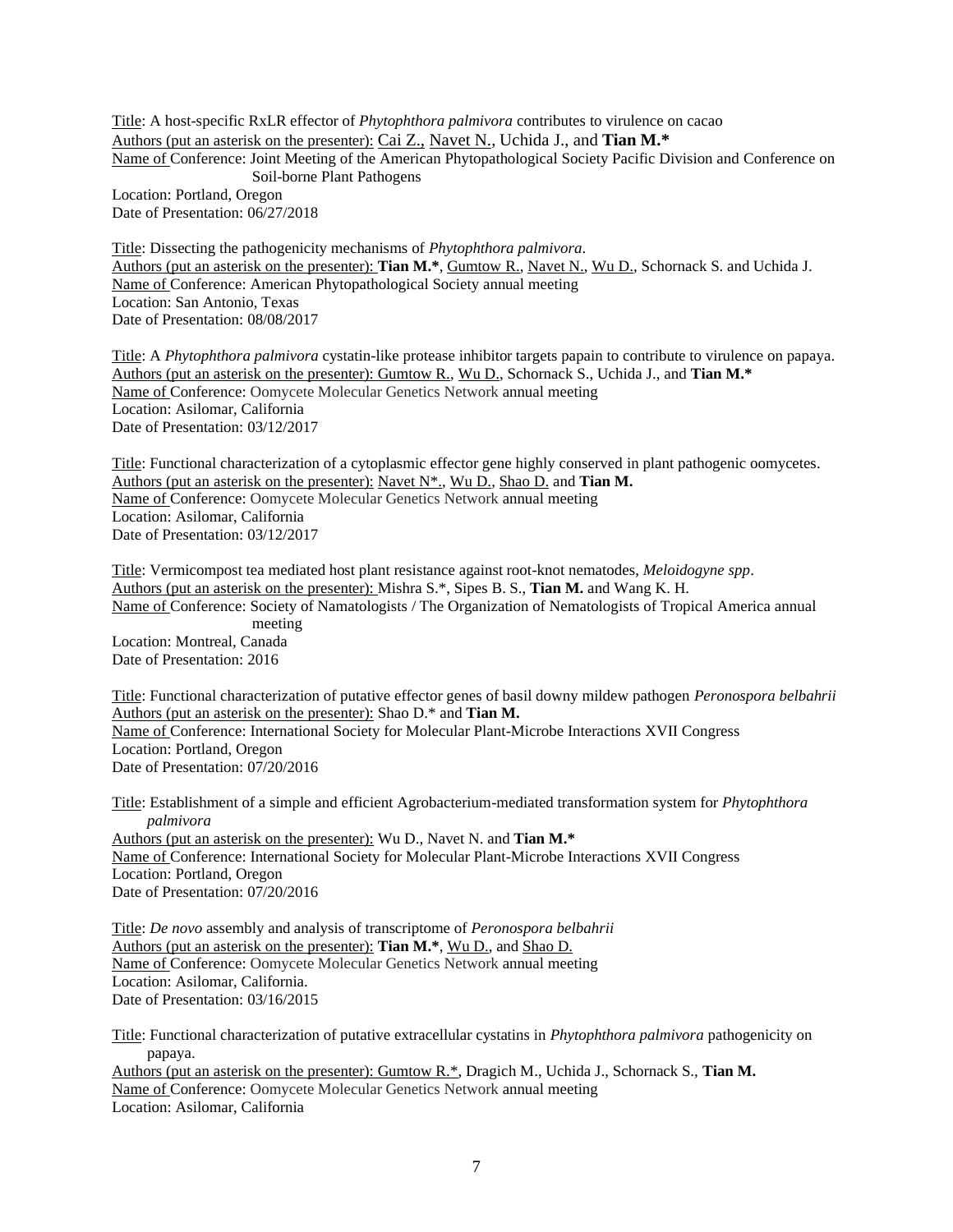Title: A host-specific RxLR effector of *Phytophthora palmivora* contributes to virulence on cacao
Authors (put an asterisk on the presenter): Cai Z., Navet N., Uchida J., and **Tian M.***
Name of Conference: Joint Meeting of the American Phytopathological Society Pacific Division and Conference on Soil-borne Plant Pathogens
Location: Portland, Oregon
Date of Presentation: 06/27/2018

Title: Dissecting the pathogenicity mechanisms of *Phytophthora palmivora*.
Authors (put an asterisk on the presenter): **Tian M.***, Gumtow R., Navet N., Wu D., Schornack S. and Uchida J.
Name of Conference: American Phytopathological Society annual meeting
Location: San Antonio, Texas
Date of Presentation: 08/08/2017

Title: A *Phytophthora palmivora* cystatin-like protease inhibitor targets papain to contribute to virulence on papaya.
Authors (put an asterisk on the presenter): Gumtow R., Wu D., Schornack S., Uchida J., and **Tian M.***
Name of Conference: Oomycete Molecular Genetics Network annual meeting
Location: Asilomar, California
Date of Presentation: 03/12/2017

Title: Functional characterization of a cytoplasmic effector gene highly conserved in plant pathogenic oomycetes.
Authors (put an asterisk on the presenter): Navet N*., Wu D., Shao D. and **Tian M.**
Name of Conference: Oomycete Molecular Genetics Network annual meeting
Location: Asilomar, California
Date of Presentation: 03/12/2017

Title: Vermicompost tea mediated host plant resistance against root-knot nematodes, *Meloidogyne spp*.
Authors (put an asterisk on the presenter): Mishra S.*, Sipes B. S., **Tian M.** and Wang K. H.
Name of Conference: Society of Namatologists / The Organization of Nematologists of Tropical America annual meeting
Location: Montreal, Canada
Date of Presentation: 2016

Title: Functional characterization of putative effector genes of basil downy mildew pathogen *Peronospora belbahrii*
Authors (put an asterisk on the presenter): Shao D.* and **Tian M.**
Name of Conference: International Society for Molecular Plant-Microbe Interactions XVII Congress
Location: Portland, Oregon
Date of Presentation: 07/20/2016

Title: Establishment of a simple and efficient Agrobacterium-mediated transformation system for *Phytophthora palmivora*
Authors (put an asterisk on the presenter): Wu D., Navet N. and **Tian M.***
Name of Conference: International Society for Molecular Plant-Microbe Interactions XVII Congress
Location: Portland, Oregon
Date of Presentation: 07/20/2016

Title: *De novo* assembly and analysis of transcriptome of *Peronospora belbahrii*
Authors (put an asterisk on the presenter): **Tian M.***, Wu D., and Shao D.
Name of Conference: Oomycete Molecular Genetics Network annual meeting
Location: Asilomar, California.
Date of Presentation: 03/16/2015

Title: Functional characterization of putative extracellular cystatins in *Phytophthora palmivora* pathogenicity on papaya.
Authors (put an asterisk on the presenter): Gumtow R.*, Dragich M., Uchida J., Schornack S., **Tian M.**
Name of Conference: Oomycete Molecular Genetics Network annual meeting
Location: Asilomar, California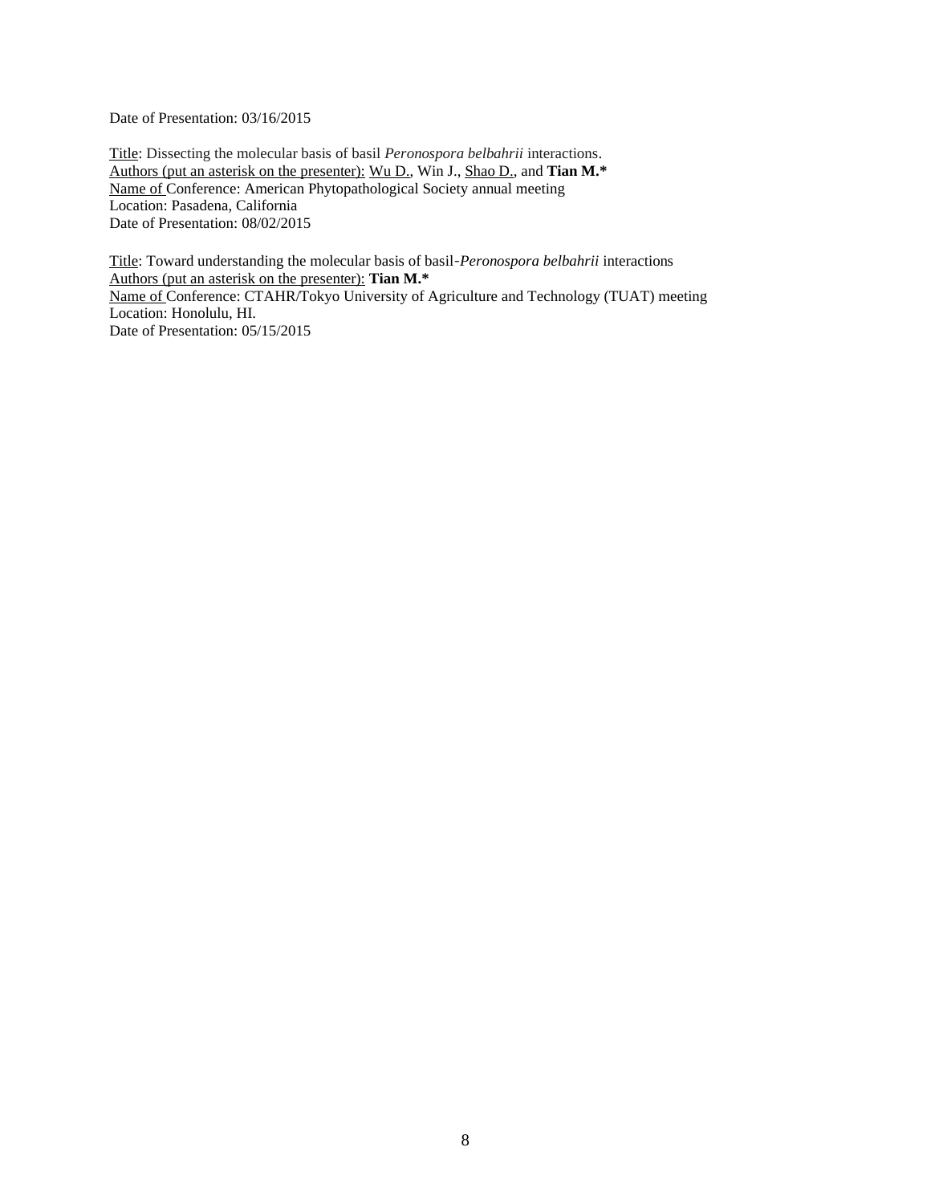Date of Presentation: 03/16/2015

<u>Title</u>: Dissecting the molecular basis of basil *Peronospora belbahrii* interactions.
<u>Authors (put an asterisk on the presenter):</u> <u>Wu D.</u>, Win J., <u>Shao D.</u>, and **Tian M.***
<u>Name of</u> Conference: American Phytopathological Society annual meeting
Location: Pasadena, California
Date of Presentation: 08/02/2015

<u>Title</u>: Toward understanding the molecular basis of basil-*Peronospora belbahrii* interactions
<u>Authors (put an asterisk on the presenter):</u> **Tian M.***
<u>Name of</u> Conference: CTAHR/Tokyo University of Agriculture and Technology (TUAT) meeting
Location: Honolulu, HI.
Date of Presentation: 05/15/2015